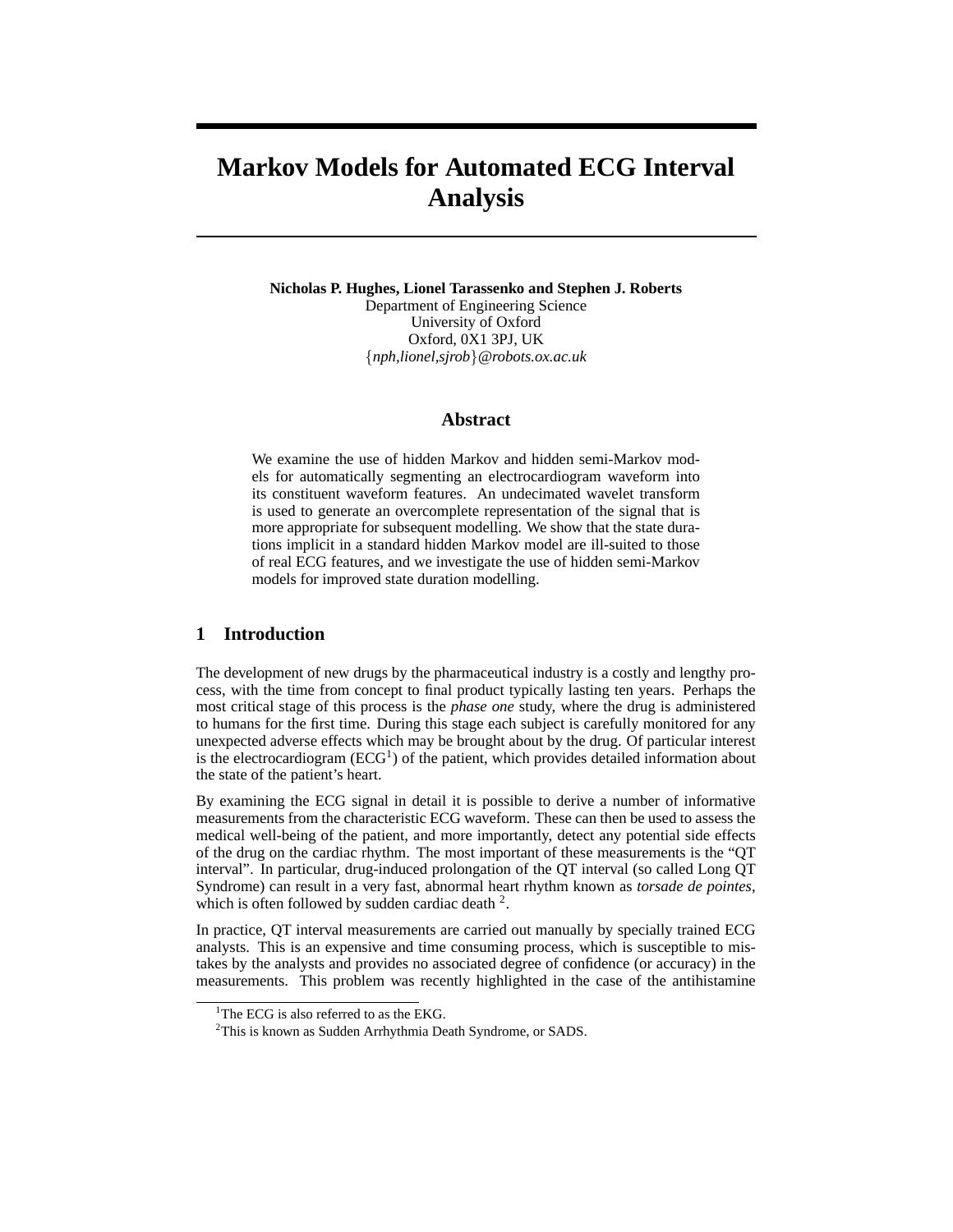# Markov Models for Automated ECG Interval Analysis

**Nicholas P. Hughes, Lionel Tarassenko and Stephen J. Roberts**
Department of Engineering Science
University of Oxford
Oxford, 0X1 3PJ, UK
{*nph,lionel,sjrob*}*@robots.ox.ac.uk*

## Abstract

We examine the use of hidden Markov and hidden semi-Markov models for automatically segmenting an electrocardiogram waveform into its constituent waveform features. An undecimated wavelet transform is used to generate an overcomplete representation of the signal that is more appropriate for subsequent modelling. We show that the state durations implicit in a standard hidden Markov model are ill-suited to those of real ECG features, and we investigate the use of hidden semi-Markov models for improved state duration modelling.

## 1 Introduction

The development of new drugs by the pharmaceutical industry is a costly and lengthy process, with the time from concept to final product typically lasting ten years. Perhaps the most critical stage of this process is the *phase one* study, where the drug is administered to humans for the first time. During this stage each subject is carefully monitored for any unexpected adverse effects which may be brought about by the drug. Of particular interest is the electrocardiogram (ECG[1]) of the patient, which provides detailed information about the state of the patient's heart.

By examining the ECG signal in detail it is possible to derive a number of informative measurements from the characteristic ECG waveform. These can then be used to assess the medical well-being of the patient, and more importantly, detect any potential side effects of the drug on the cardiac rhythm. The most important of these measurements is the "QT interval". In particular, drug-induced prolongation of the QT interval (so called Long QT Syndrome) can result in a very fast, abnormal heart rhythm known as *torsade de pointes*, which is often followed by sudden cardiac death [2].

In practice, QT interval measurements are carried out manually by specially trained ECG analysts. This is an expensive and time consuming process, which is susceptible to mistakes by the analysts and provides no associated degree of confidence (or accuracy) in the measurements. This problem was recently highlighted in the case of the antihistamine

[1]The ECG is also referred to as the EKG.

[2]This is known as Sudden Arrhythmia Death Syndrome, or SADS.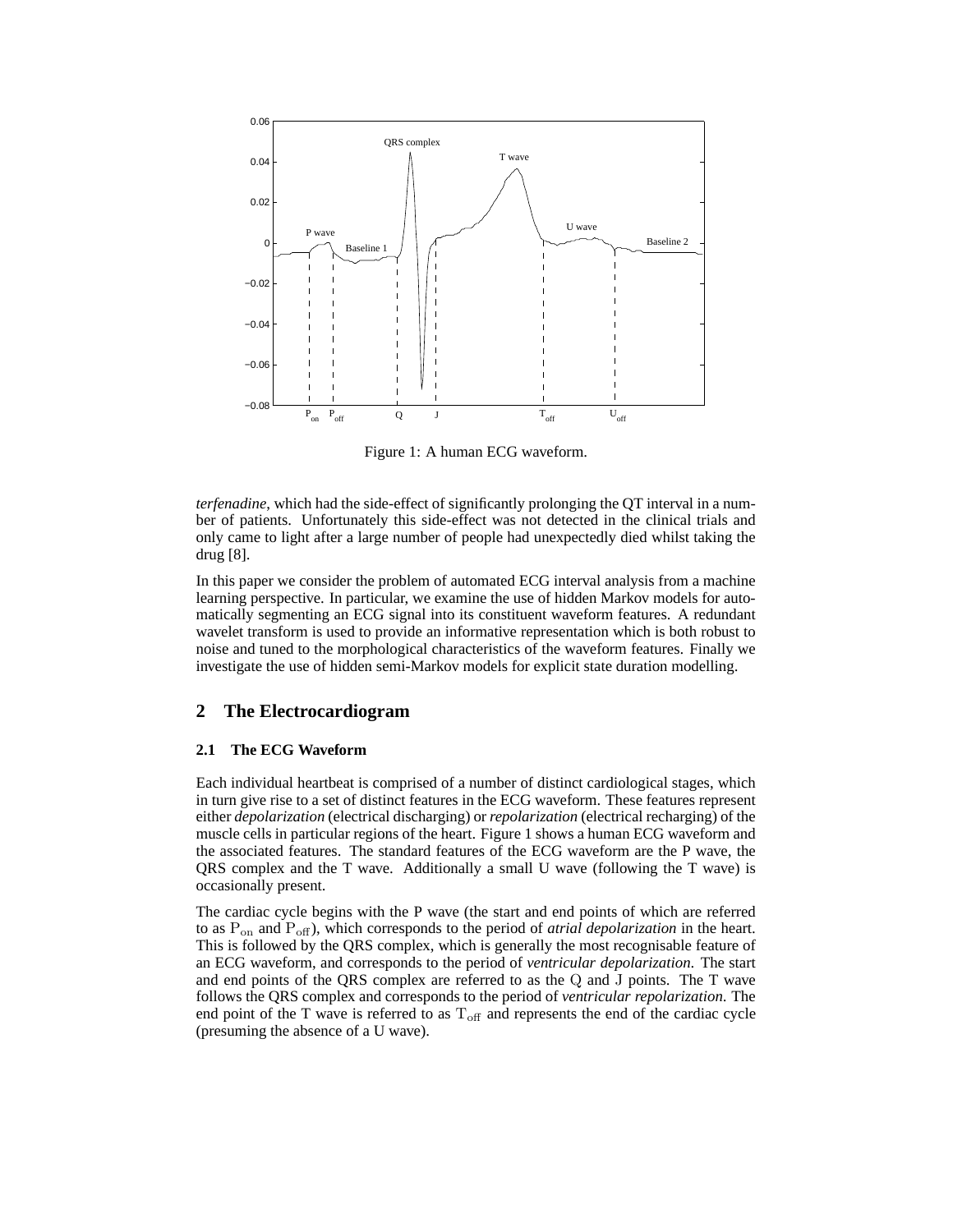Figure 1: A human ECG waveform.

*terfenadine*, which had the side-effect of significantly prolonging the QT interval in a number of patients. Unfortunately this side-effect was not detected in the clinical trials and only came to light after a large number of people had unexpectedly died whilst taking the drug [8].

In this paper we consider the problem of automated ECG interval analysis from a machine learning perspective. In particular, we examine the use of hidden Markov models for automatically segmenting an ECG signal into its constituent waveform features. A redundant wavelet transform is used to provide an informative representation which is both robust to noise and tuned to the morphological characteristics of the waveform features. Finally we investigate the use of hidden semi-Markov models for explicit state duration modelling.

## 2 The Electrocardiogram

### 2.1 The ECG Waveform

Each individual heartbeat is comprised of a number of distinct cardiological stages, which in turn give rise to a set of distinct features in the ECG waveform. These features represent either *depolarization* (electrical discharging) or *repolarization* (electrical recharging) of the muscle cells in particular regions of the heart. Figure 1 shows a human ECG waveform and the associated features. The standard features of the ECG waveform are the P wave, the QRS complex and the T wave. Additionally a small U wave (following the T wave) is occasionally present.

The cardiac cycle begins with the P wave (the start and end points of which are referred to as $\mathrm{P_{on}}$ and $\mathrm{P_{off}}$), which corresponds to the period of *atrial depolarization* in the heart. This is followed by the QRS complex, which is generally the most recognisable feature of an ECG waveform, and corresponds to the period of *ventricular depolarization*. The start and end points of the QRS complex are referred to as the $\mathrm{Q}$ and $\mathrm{J}$ points. The T wave follows the QRS complex and corresponds to the period of *ventricular repolarization*. The end point of the T wave is referred to as $\mathrm{T_{off}}$ and represents the end of the cardiac cycle (presuming the absence of a U wave).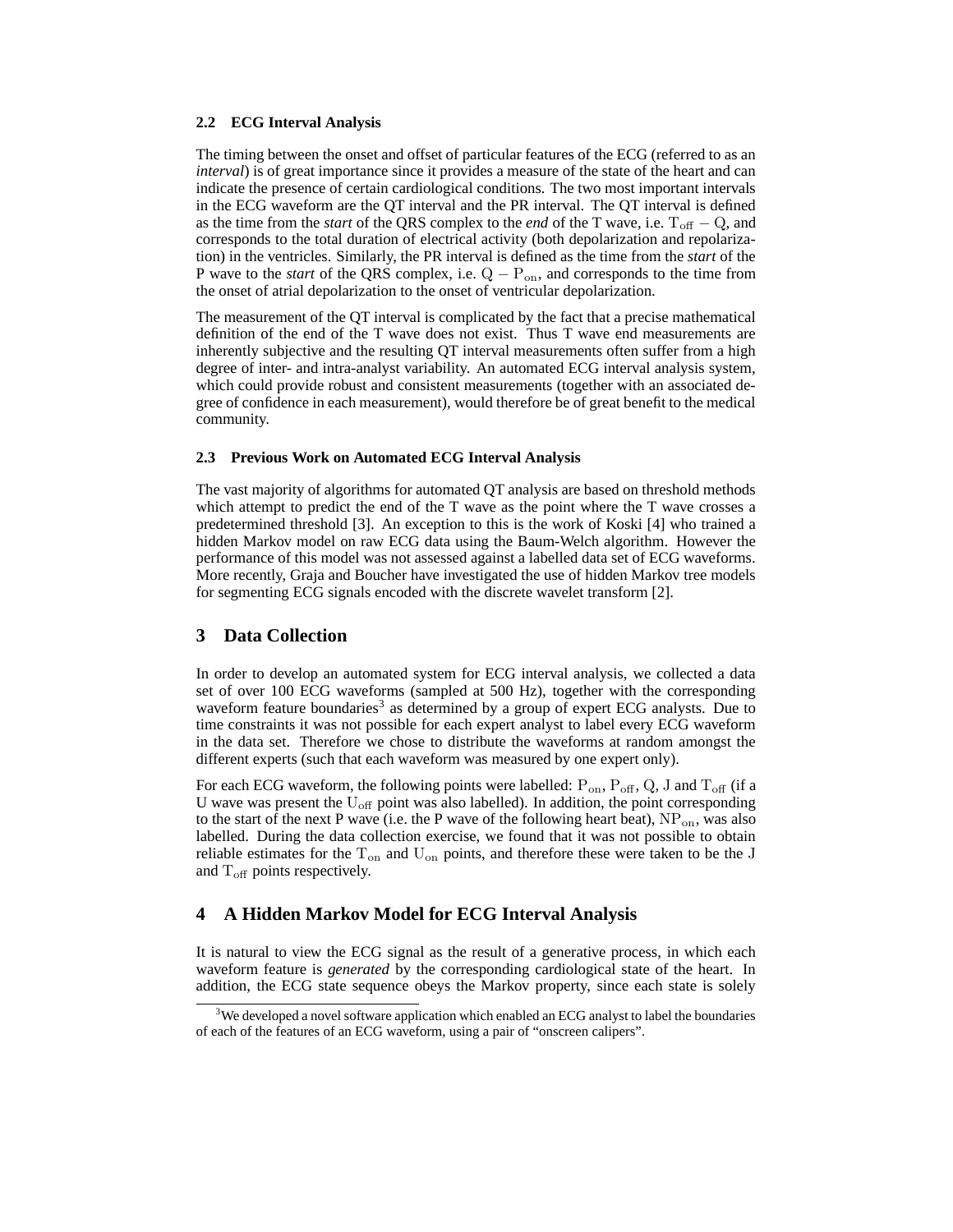### 2.2 ECG Interval Analysis

The timing between the onset and offset of particular features of the ECG (referred to as an *interval*) is of great importance since it provides a measure of the state of the heart and can indicate the presence of certain cardiological conditions. The two most important intervals in the ECG waveform are the QT interval and the PR interval. The QT interval is defined as the time from the *start* of the QRS complex to the *end* of the T wave, i.e. $\mathrm{T_{off}} - \mathrm{Q}$, and corresponds to the total duration of electrical activity (both depolarization and repolarization) in the ventricles. Similarly, the PR interval is defined as the time from the *start* of the P wave to the *start* of the QRS complex, i.e. $\mathrm{Q} - \mathrm{P_{on}}$, and corresponds to the time from the onset of atrial depolarization to the onset of ventricular depolarization.

The measurement of the QT interval is complicated by the fact that a precise mathematical definition of the end of the T wave does not exist. Thus T wave end measurements are inherently subjective and the resulting QT interval measurements often suffer from a high degree of inter- and intra-analyst variability. An automated ECG interval analysis system, which could provide robust and consistent measurements (together with an associated degree of confidence in each measurement), would therefore be of great benefit to the medical community.

### 2.3 Previous Work on Automated ECG Interval Analysis

The vast majority of algorithms for automated QT analysis are based on threshold methods which attempt to predict the end of the T wave as the point where the T wave crosses a predetermined threshold [3]. An exception to this is the work of Koski [4] who trained a hidden Markov model on raw ECG data using the Baum-Welch algorithm. However the performance of this model was not assessed against a labelled data set of ECG waveforms. More recently, Graja and Boucher have investigated the use of hidden Markov tree models for segmenting ECG signals encoded with the discrete wavelet transform [2].

## 3 Data Collection

In order to develop an automated system for ECG interval analysis, we collected a data set of over 100 ECG waveforms (sampled at 500 Hz), together with the corresponding waveform feature boundaries[3] as determined by a group of expert ECG analysts. Due to time constraints it was not possible for each expert analyst to label every ECG waveform in the data set. Therefore we chose to distribute the waveforms at random amongst the different experts (such that each waveform was measured by one expert only).

For each ECG waveform, the following points were labelled: $\mathrm{P_{on}}$, $\mathrm{P_{off}}$, $\mathrm{Q}$, $\mathrm{J}$ and $\mathrm{T_{off}}$ (if a U wave was present the $\mathrm{U_{off}}$ point was also labelled). In addition, the point corresponding to the start of the next P wave (i.e. the P wave of the following heart beat), $\mathrm{NP_{on}}$, was also labelled. During the data collection exercise, we found that it was not possible to obtain reliable estimates for the $\mathrm{T_{on}}$ and $\mathrm{U_{on}}$ points, and therefore these were taken to be the $\mathrm{J}$ and $\mathrm{T_{off}}$ points respectively.

## 4 A Hidden Markov Model for ECG Interval Analysis

It is natural to view the ECG signal as the result of a generative process, in which each waveform feature is *generated* by the corresponding cardiological state of the heart. In addition, the ECG state sequence obeys the Markov property, since each state is solely

[3] We developed a novel software application which enabled an ECG analyst to label the boundaries of each of the features of an ECG waveform, using a pair of "onscreen calipers".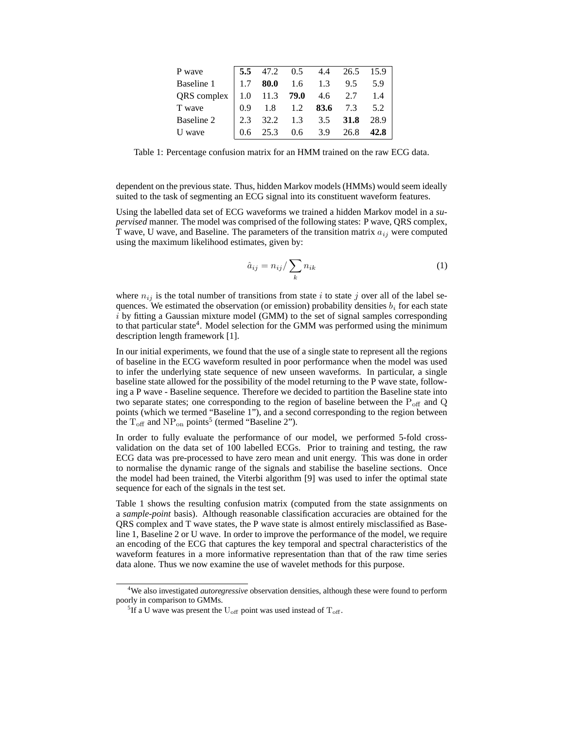| | | | | | | |
|---|---|---|---|---|---|---|
| P wave | **5.5** | 47.2 | 0.5 | 4.4 | 26.5 | 15.9 |
| Baseline 1 | 1.7 | **80.0** | 1.6 | 1.3 | 9.5 | 5.9 |
| QRS complex | 1.0 | 11.3 | **79.0** | 4.6 | 2.7 | 1.4 |
| T wave | 0.9 | 1.8 | 1.2 | **83.6** | 7.3 | 5.2 |
| Baseline 2 | 2.3 | 32.2 | 1.3 | 3.5 | **31.8** | 28.9 |
| U wave | 0.6 | 25.3 | 0.6 | 3.9 | 26.8 | **42.8** |

Table 1: Percentage confusion matrix for an HMM trained on the raw ECG data.

dependent on the previous state. Thus, hidden Markov models (HMMs) would seem ideally suited to the task of segmenting an ECG signal into its constituent waveform features.

Using the labelled data set of ECG waveforms we trained a hidden Markov model in a *supervised* manner. The model was comprised of the following states: P wave, QRS complex, T wave, U wave, and Baseline. The parameters of the transition matrix $a_{ij}$ were computed using the maximum likelihood estimates, given by:

$$\hat{a}_{ij} = n_{ij} / \sum_k n_{ik} \tag{1}$$

where $n_{ij}$ is the total number of transitions from state $i$ to state $j$ over all of the label sequences. We estimated the observation (or emission) probability densities $b_i$ for each state $i$ by fitting a Gaussian mixture model (GMM) to the set of signal samples corresponding to that particular state[4]. Model selection for the GMM was performed using the minimum description length framework [1].

In our initial experiments, we found that the use of a single state to represent all the regions of baseline in the ECG waveform resulted in poor performance when the model was used to infer the underlying state sequence of new unseen waveforms. In particular, a single baseline state allowed for the possibility of the model returning to the P wave state, following a P wave - Baseline sequence. Therefore we decided to partition the Baseline state into two separate states; one corresponding to the region of baseline between the $\mathrm{P_{off}}$ and $\mathrm{Q}$ points (which we termed "Baseline 1"), and a second corresponding to the region between the $\mathrm{T_{off}}$ and $\mathrm{NP_{on}}$ points[5] (termed "Baseline 2").

In order to fully evaluate the performance of our model, we performed 5-fold cross-validation on the data set of 100 labelled ECGs. Prior to training and testing, the raw ECG data was pre-processed to have zero mean and unit energy. This was done in order to normalise the dynamic range of the signals and stabilise the baseline sections. Once the model had been trained, the Viterbi algorithm [9] was used to infer the optimal state sequence for each of the signals in the test set.

Table 1 shows the resulting confusion matrix (computed from the state assignments on a *sample-point* basis). Although reasonable classification accuracies are obtained for the QRS complex and T wave states, the P wave state is almost entirely misclassified as Baseline 1, Baseline 2 or U wave. In order to improve the performance of the model, we require an encoding of the ECG that captures the key temporal and spectral characteristics of the waveform features in a more informative representation than that of the raw time series data alone. Thus we now examine the use of wavelet methods for this purpose.

---

[4] We also investigated *autoregressive* observation densities, although these were found to perform poorly in comparison to GMMs.

[5] If a U wave was present the $\mathrm{U_{off}}$ point was used instead of $\mathrm{T_{off}}$.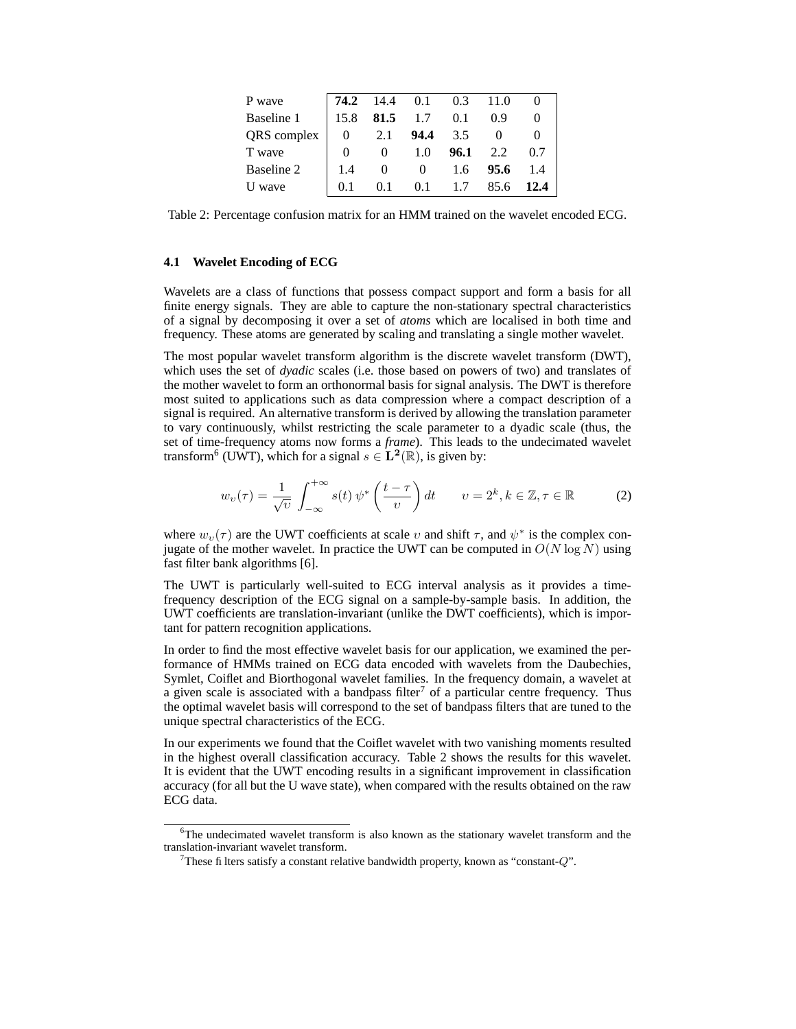| | | | | | | |
|---|---|---|---|---|---|---|
| P wave | **74.2** | 14.4 | 0.1 | 0.3 | 11.0 | 0 |
| Baseline 1 | 15.8 | **81.5** | 1.7 | 0.1 | 0.9 | 0 |
| QRS complex | 0 | 2.1 | **94.4** | 3.5 | 0 | 0 |
| T wave | 0 | 0 | 1.0 | **96.1** | 2.2 | 0.7 |
| Baseline 2 | 1.4 | 0 | 0 | 1.6 | **95.6** | 1.4 |
| U wave | 0.1 | 0.1 | 0.1 | 1.7 | 85.6 | **12.4** |

Table 2: Percentage confusion matrix for an HMM trained on the wavelet encoded ECG.

### 4.1 Wavelet Encoding of ECG

Wavelets are a class of functions that possess compact support and form a basis for all finite energy signals. They are able to capture the non-stationary spectral characteristics of a signal by decomposing it over a set of *atoms* which are localised in both time and frequency. These atoms are generated by scaling and translating a single mother wavelet.

The most popular wavelet transform algorithm is the discrete wavelet transform (DWT), which uses the set of *dyadic* scales (i.e. those based on powers of two) and translates of the mother wavelet to form an orthonormal basis for signal analysis. The DWT is therefore most suited to applications such as data compression where a compact description of a signal is required. An alternative transform is derived by allowing the translation parameter to vary continuously, whilst restricting the scale parameter to a dyadic scale (thus, the set of time-frequency atoms now forms a *frame*). This leads to the undecimated wavelet transform[6] (UWT), which for a signal $s \in \mathbf{L^2}(\mathbb{R})$, is given by:

$$w_\upsilon(\tau) = \frac{1}{\sqrt{\upsilon}} \int_{-\infty}^{+\infty} s(t)\, \psi^* \left( \frac{t-\tau}{\upsilon} \right) dt \qquad \upsilon = 2^k, k \in \mathbb{Z}, \tau \in \mathbb{R} \tag{2}$$

where $w_\upsilon(\tau)$ are the UWT coefficients at scale $\upsilon$ and shift $\tau$, and $\psi^*$ is the complex conjugate of the mother wavelet. In practice the UWT can be computed in $O(N \log N)$ using fast filter bank algorithms [6].

The UWT is particularly well-suited to ECG interval analysis as it provides a time-frequency description of the ECG signal on a sample-by-sample basis. In addition, the UWT coefficients are translation-invariant (unlike the DWT coefficients), which is important for pattern recognition applications.

In order to find the most effective wavelet basis for our application, we examined the performance of HMMs trained on ECG data encoded with wavelets from the Daubechies, Symlet, Coiflet and Biorthogonal wavelet families. In the frequency domain, a wavelet at a given scale is associated with a bandpass filter[7] of a particular centre frequency. Thus the optimal wavelet basis will correspond to the set of bandpass filters that are tuned to the unique spectral characteristics of the ECG.

In our experiments we found that the Coiflet wavelet with two vanishing moments resulted in the highest overall classification accuracy. Table 2 shows the results for this wavelet. It is evident that the UWT encoding results in a significant improvement in classification accuracy (for all but the U wave state), when compared with the results obtained on the raw ECG data.

---

[6]The undecimated wavelet transform is also known as the stationary wavelet transform and the translation-invariant wavelet transform.

[7]These filters satisfy a constant relative bandwidth property, known as "constant-$Q$".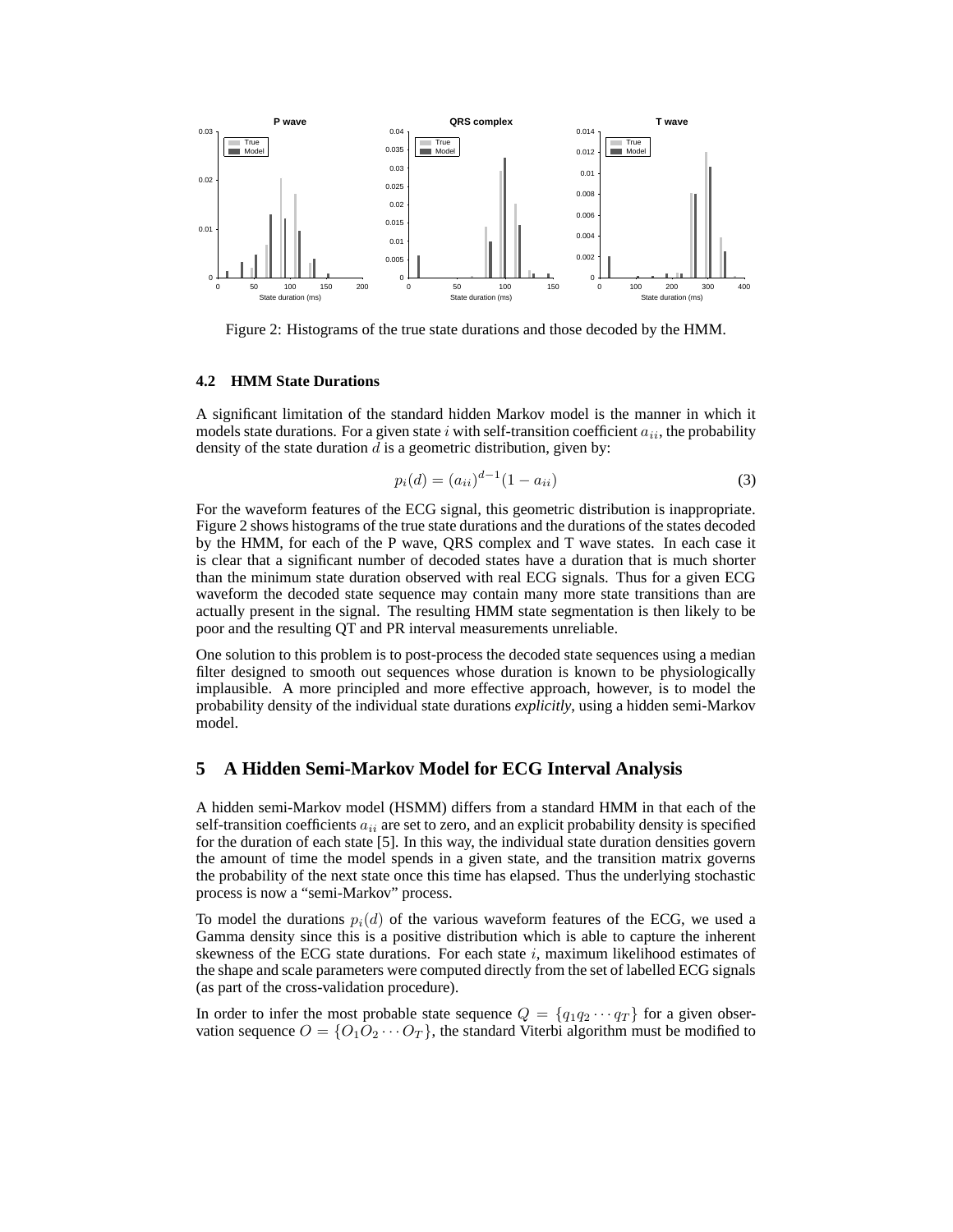Figure 2: Histograms of the true state durations and those decoded by the HMM.

### 4.2 HMM State Durations

A significant limitation of the standard hidden Markov model is the manner in which it models state durations. For a given state $i$ with self-transition coefficient $a_{ii}$, the probability density of the state duration $d$ is a geometric distribution, given by:

$$p_i(d) = (a_{ii})^{d-1}(1 - a_{ii}) \tag{3}$$

For the waveform features of the ECG signal, this geometric distribution is inappropriate. Figure 2 shows histograms of the true state durations and the durations of the states decoded by the HMM, for each of the P wave, QRS complex and T wave states. In each case it is clear that a significant number of decoded states have a duration that is much shorter than the minimum state duration observed with real ECG signals. Thus for a given ECG waveform the decoded state sequence may contain many more state transitions than are actually present in the signal. The resulting HMM state segmentation is then likely to be poor and the resulting QT and PR interval measurements unreliable.

One solution to this problem is to post-process the decoded state sequences using a median filter designed to smooth out sequences whose duration is known to be physiologically implausible. A more principled and more effective approach, however, is to model the probability density of the individual state durations *explicitly*, using a hidden semi-Markov model.

## 5 A Hidden Semi-Markov Model for ECG Interval Analysis

A hidden semi-Markov model (HSMM) differs from a standard HMM in that each of the self-transition coefficients $a_{ii}$ are set to zero, and an explicit probability density is specified for the duration of each state [5]. In this way, the individual state duration densities govern the amount of time the model spends in a given state, and the transition matrix governs the probability of the next state once this time has elapsed. Thus the underlying stochastic process is now a "semi-Markov" process.

To model the durations $p_i(d)$ of the various waveform features of the ECG, we used a Gamma density since this is a positive distribution which is able to capture the inherent skewness of the ECG state durations. For each state $i$, maximum likelihood estimates of the shape and scale parameters were computed directly from the set of labelled ECG signals (as part of the cross-validation procedure).

In order to infer the most probable state sequence $Q = \{q_1 q_2 \cdots q_T\}$ for a given observation sequence $O = \{O_1 O_2 \cdots O_T\}$, the standard Viterbi algorithm must be modified to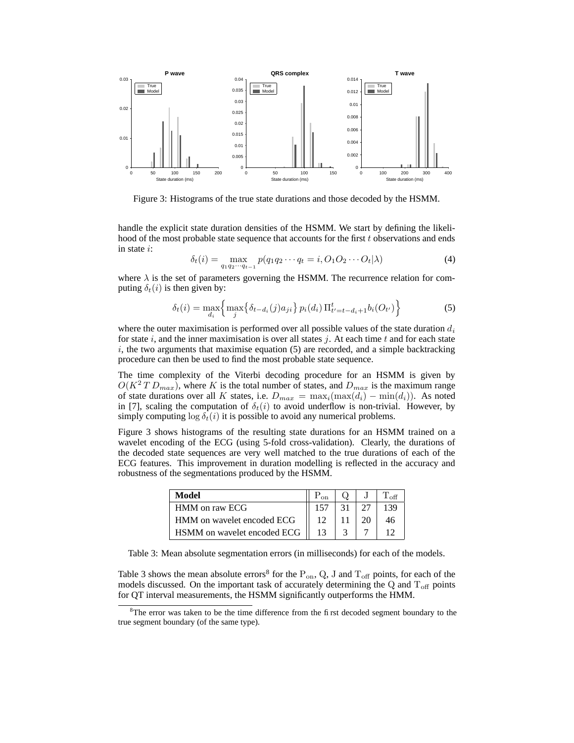Figure 3: Histograms of the true state durations and those decoded by the HSMM.

handle the explicit state duration densities of the HSMM. We start by defining the likelihood of the most probable state sequence that accounts for the first $t$ observations and ends in state $i$:

$$\delta_t(i) = \max_{q_1 q_2 \cdots q_{t-1}} p(q_1 q_2 \cdots q_t = i, O_1 O_2 \cdots O_t | \lambda) \tag{4}$$

where $\lambda$ is the set of parameters governing the HSMM. The recurrence relation for computing $\delta_t(i)$ is then given by:

$$\delta_t(i) = \max_{d_i} \Big\{ \max_j \big\{ \delta_{t-d_i}(j) a_{ji} \big\} \, p_i(d_i) \, \Pi_{t'=t-d_i+1}^{t} b_i(O_{t'}) \Big\} \tag{5}$$

where the outer maximisation is performed over all possible values of the state duration $d_i$ for state $i$, and the inner maximisation is over all states $j$. At each time $t$ and for each state $i$, the two arguments that maximise equation (5) are recorded, and a simple backtracking procedure can then be used to find the most probable state sequence.

The time complexity of the Viterbi decoding procedure for an HSMM is given by $O(K^2 \, T \, D_{max})$, where $K$ is the total number of states, and $D_{max}$ is the maximum range of state durations over all $K$ states, i.e. $D_{max} = \max_i(\max(d_i) - \min(d_i))$. As noted in [7], scaling the computation of $\delta_t(i)$ to avoid underflow is non-trivial. However, by simply computing $\log \delta_t(i)$ it is possible to avoid any numerical problems.

Figure 3 shows histograms of the resulting state durations for an HSMM trained on a wavelet encoding of the ECG (using 5-fold cross-validation). Clearly, the durations of the decoded state sequences are very well matched to the true durations of each of the ECG features. This improvement in duration modelling is reflected in the accuracy and robustness of the segmentations produced by the HSMM.

| **Model** | $\mathrm{P_{on}}$ | Q | J | $\mathrm{T_{off}}$ |
|---|---|---|---|---|
| HMM on raw ECG | 157 | 31 | 27 | 139 |
| HMM on wavelet encoded ECG | 12 | 11 | 20 | 46 |
| HSMM on wavelet encoded ECG | 13 | 3 | 7 | 12 |

Table 3: Mean absolute segmentation errors (in milliseconds) for each of the models.

Table 3 shows the mean absolute errors[8] for the $\mathrm{P_{on}}$, Q, J and $\mathrm{T_{off}}$ points, for each of the models discussed. On the important task of accurately determining the Q and $\mathrm{T_{off}}$ points for QT interval measurements, the HSMM significantly outperforms the HMM.

[8] The error was taken to be the time difference from the first decoded segment boundary to the true segment boundary (of the same type).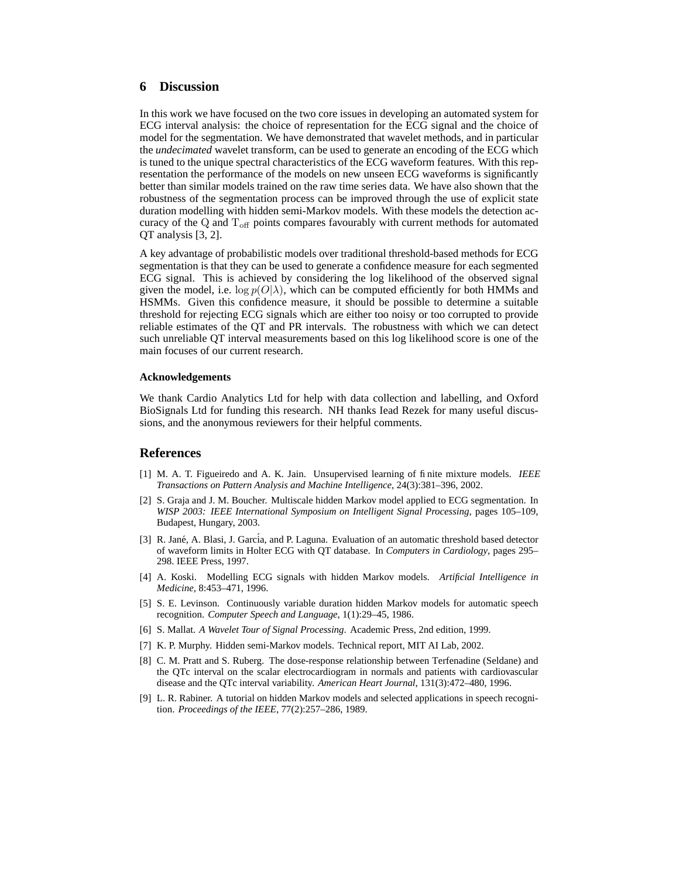## 6 Discussion

In this work we have focused on the two core issues in developing an automated system for ECG interval analysis: the choice of representation for the ECG signal and the choice of model for the segmentation. We have demonstrated that wavelet methods, and in particular the *undecimated* wavelet transform, can be used to generate an encoding of the ECG which is tuned to the unique spectral characteristics of the ECG waveform features. With this representation the performance of the models on new unseen ECG waveforms is significantly better than similar models trained on the raw time series data. We have also shown that the robustness of the segmentation process can be improved through the use of explicit state duration modelling with hidden semi-Markov models. With these models the detection accuracy of the $\mathrm{Q}$ and $\mathrm{T_{off}}$ points compares favourably with current methods for automated QT analysis [3, 2].

A key advantage of probabilistic models over traditional threshold-based methods for ECG segmentation is that they can be used to generate a confidence measure for each segmented ECG signal. This is achieved by considering the log likelihood of the observed signal given the model, i.e. $\log p(O|\lambda)$, which can be computed efficiently for both HMMs and HSMMs. Given this confidence measure, it should be possible to determine a suitable threshold for rejecting ECG signals which are either too noisy or too corrupted to provide reliable estimates of the QT and PR intervals. The robustness with which we can detect such unreliable QT interval measurements based on this log likelihood score is one of the main focuses of our current research.

### Acknowledgements

We thank Cardio Analytics Ltd for help with data collection and labelling, and Oxford BioSignals Ltd for funding this research. NH thanks Iead Rezek for many useful discussions, and the anonymous reviewers for their helpful comments.

## References

[1] M. A. T. Figueiredo and A. K. Jain. Unsupervised learning of finite mixture models. *IEEE Transactions on Pattern Analysis and Machine Intelligence*, 24(3):381–396, 2002.

[2] S. Graja and J. M. Boucher. Multiscale hidden Markov model applied to ECG segmentation. In *WISP 2003: IEEE International Symposium on Intelligent Signal Processing*, pages 105–109, Budapest, Hungary, 2003.

[3] R. Jané, A. Blasi, J. García, and P. Laguna. Evaluation of an automatic threshold based detector of waveform limits in Holter ECG with QT database. In *Computers in Cardiology*, pages 295–298. IEEE Press, 1997.

[4] A. Koski. Modelling ECG signals with hidden Markov models. *Artificial Intelligence in Medicine*, 8:453–471, 1996.

[5] S. E. Levinson. Continuously variable duration hidden Markov models for automatic speech recognition. *Computer Speech and Language*, 1(1):29–45, 1986.

[6] S. Mallat. *A Wavelet Tour of Signal Processing*. Academic Press, 2nd edition, 1999.

[7] K. P. Murphy. Hidden semi-Markov models. Technical report, MIT AI Lab, 2002.

[8] C. M. Pratt and S. Ruberg. The dose-response relationship between Terfenadine (Seldane) and the QTc interval on the scalar electrocardiogram in normals and patients with cardiovascular disease and the QTc interval variability. *American Heart Journal*, 131(3):472–480, 1996.

[9] L. R. Rabiner. A tutorial on hidden Markov models and selected applications in speech recognition. *Proceedings of the IEEE*, 77(2):257–286, 1989.